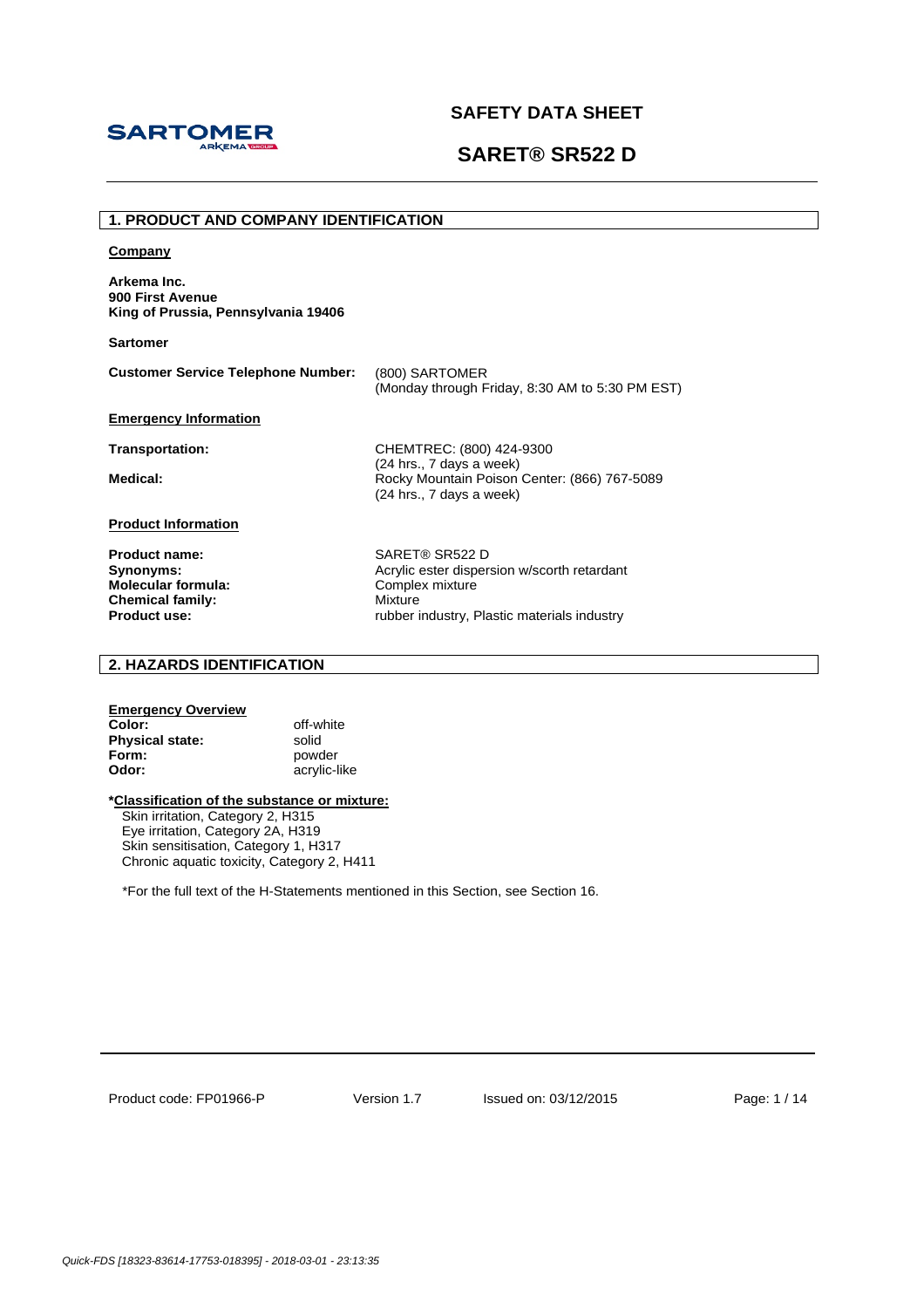# SAFETY DATA SHEET

# SARET® SR522 D

## 1. PRODUCT AND COMPANY IDENTIFICATION

**Company**

**Arkema Inc.**
**900 First Avenue**
**King of Prussia, Pennsylvania 19406**

**Sartomer**

| | |
|---|---|
| **Customer Service Telephone Number:** | (800) SARTOMER<br>(Monday through Friday, 8:30 AM to 5:30 PM EST) |

**Emergency Information**

| | |
|---|---|
| **Transportation:** | CHEMTREC: (800) 424-9300<br>(24 hrs., 7 days a week) |
| **Medical:** | Rocky Mountain Poison Center: (866) 767-5089<br>(24 hrs., 7 days a week) |

**Product Information**

| | |
|---|---|
| **Product name:** | SARET® SR522 D |
| **Synonyms:** | Acrylic ester dispersion w/scorth retardant |
| **Molecular formula:** | Complex mixture |
| **Chemical family:** | Mixture |
| **Product use:** | rubber industry, Plastic materials industry |

## 2. HAZARDS IDENTIFICATION

**Emergency Overview**

| | |
|---|---|
| **Color:** | off-white |
| **Physical state:** | solid |
| **Form:** | powder |
| **Odor:** | acrylic-like |

**\*Classification of the substance or mixture:**

Skin irritation, Category 2, H315
Eye irritation, Category 2A, H319
Skin sensitisation, Category 1, H317
Chronic aquatic toxicity, Category 2, H411

*For the full text of the H-Statements mentioned in this Section, see Section 16.

Product code: FP01966-P Version 1.7 Issued on: 03/12/2015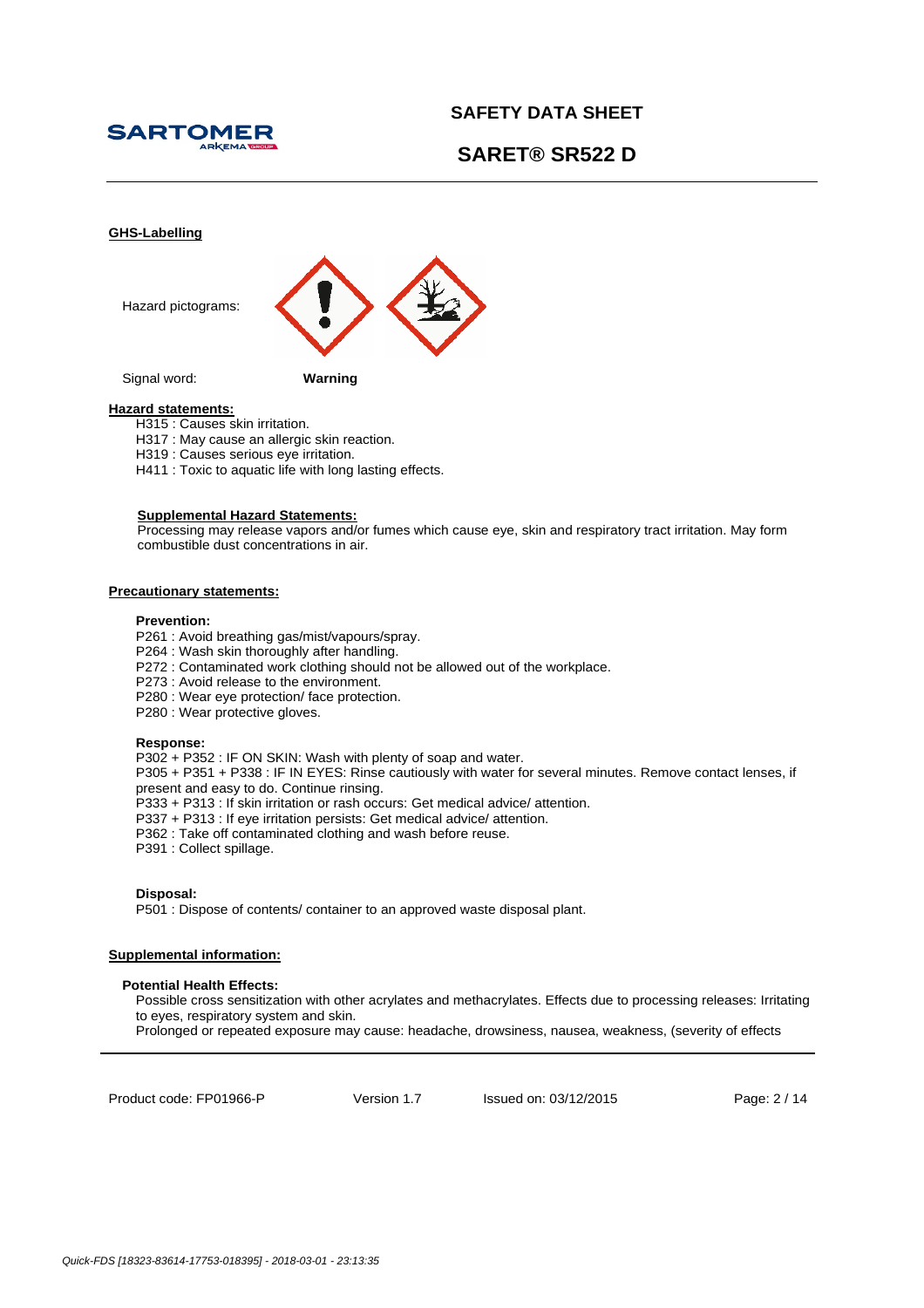## GHS-Labelling

Hazard pictograms:

Signal word: **Warning**

## Hazard statements:

H315 : Causes skin irritation.
H317 : May cause an allergic skin reaction.
H319 : Causes serious eye irritation.
H411 : Toxic to aquatic life with long lasting effects.

### Supplemental Hazard Statements:

Processing may release vapors and/or fumes which cause eye, skin and respiratory tract irritation. May form combustible dust concentrations in air.

## Precautionary statements:

**Prevention:**

P261 : Avoid breathing gas/mist/vapours/spray.
P264 : Wash skin thoroughly after handling.
P272 : Contaminated work clothing should not be allowed out of the workplace.
P273 : Avoid release to the environment.
P280 : Wear eye protection/ face protection.
P280 : Wear protective gloves.

**Response:**

P302 + P352 : IF ON SKIN: Wash with plenty of soap and water.
P305 + P351 + P338 : IF IN EYES: Rinse cautiously with water for several minutes. Remove contact lenses, if present and easy to do. Continue rinsing.
P333 + P313 : If skin irritation or rash occurs: Get medical advice/ attention.
P337 + P313 : If eye irritation persists: Get medical advice/ attention.
P362 : Take off contaminated clothing and wash before reuse.
P391 : Collect spillage.

**Disposal:**

P501 : Dispose of contents/ container to an approved waste disposal plant.

## Supplemental information:

### Potential Health Effects:

Possible cross sensitization with other acrylates and methacrylates. Effects due to processing releases: Irritating to eyes, respiratory system and skin.
Prolonged or repeated exposure may cause: headache, drowsiness, nausea, weakness, (severity of effects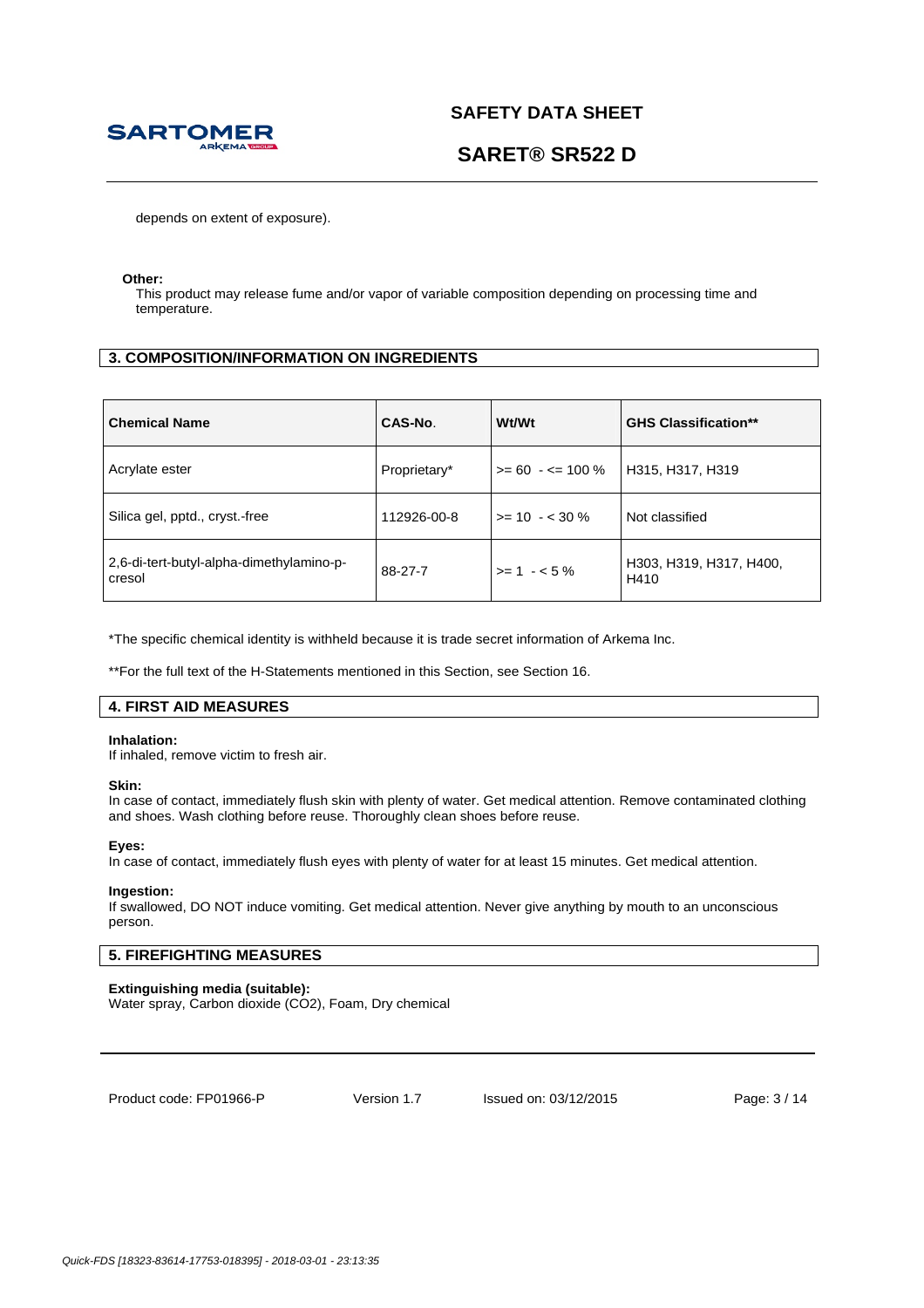depends on extent of exposure).

**Other:**
This product may release fume and/or vapor of variable composition depending on processing time and temperature.

## 3. COMPOSITION/INFORMATION ON INGREDIENTS

| Chemical Name | CAS-No. | Wt/Wt | GHS Classification** |
|---|---|---|---|
| Acrylate ester | Proprietary* | >= 60 - <= 100 % | H315, H317, H319 |
| Silica gel, pptd., cryst.-free | 112926-00-8 | >= 10 - < 30 % | Not classified |
| 2,6-di-tert-butyl-alpha-dimethylamino-p-cresol | 88-27-7 | >= 1 - < 5 % | H303, H319, H317, H400, H410 |

*The specific chemical identity is withheld because it is trade secret information of Arkema Inc.

**For the full text of the H-Statements mentioned in this Section, see Section 16.

## 4. FIRST AID MEASURES

**Inhalation:**
If inhaled, remove victim to fresh air.

**Skin:**
In case of contact, immediately flush skin with plenty of water. Get medical attention. Remove contaminated clothing and shoes. Wash clothing before reuse. Thoroughly clean shoes before reuse.

**Eyes:**
In case of contact, immediately flush eyes with plenty of water for at least 15 minutes. Get medical attention.

**Ingestion:**
If swallowed, DO NOT induce vomiting. Get medical attention. Never give anything by mouth to an unconscious person.

## 5. FIREFIGHTING MEASURES

**Extinguishing media (suitable):**
Water spray, Carbon dioxide ($CO_2$), Foam, Dry chemical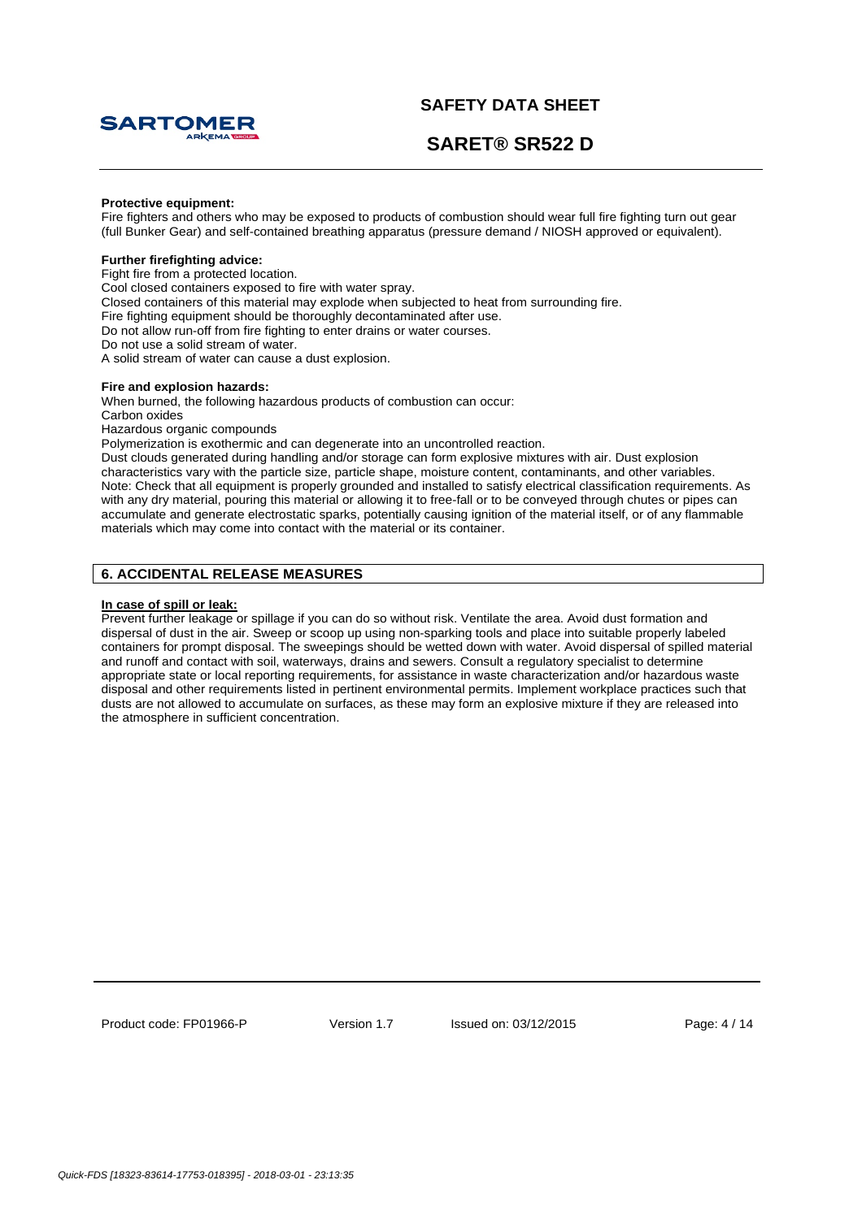**Protective equipment:**
Fire fighters and others who may be exposed to products of combustion should wear full fire fighting turn out gear (full Bunker Gear) and self-contained breathing apparatus (pressure demand / NIOSH approved or equivalent).

**Further firefighting advice:**
Fight fire from a protected location.
Cool closed containers exposed to fire with water spray.
Closed containers of this material may explode when subjected to heat from surrounding fire.
Fire fighting equipment should be thoroughly decontaminated after use.
Do not allow run-off from fire fighting to enter drains or water courses.
Do not use a solid stream of water.
A solid stream of water can cause a dust explosion.

**Fire and explosion hazards:**
When burned, the following hazardous products of combustion can occur:
Carbon oxides
Hazardous organic compounds
Polymerization is exothermic and can degenerate into an uncontrolled reaction.
Dust clouds generated during handling and/or storage can form explosive mixtures with air. Dust explosion characteristics vary with the particle size, particle shape, moisture content, contaminants, and other variables. Note: Check that all equipment is properly grounded and installed to satisfy electrical classification requirements. As with any dry material, pouring this material or allowing it to free-fall or to be conveyed through chutes or pipes can accumulate and generate electrostatic sparks, potentially causing ignition of the material itself, or of any flammable materials which may come into contact with the material or its container.

## 6. ACCIDENTAL RELEASE MEASURES

**In case of spill or leak:**
Prevent further leakage or spillage if you can do so without risk. Ventilate the area. Avoid dust formation and dispersal of dust in the air. Sweep or scoop up using non-sparking tools and place into suitable properly labeled containers for prompt disposal. The sweepings should be wetted down with water. Avoid dispersal of spilled material and runoff and contact with soil, waterways, drains and sewers. Consult a regulatory specialist to determine appropriate state or local reporting requirements, for assistance in waste characterization and/or hazardous waste disposal and other requirements listed in pertinent environmental permits. Implement workplace practices such that dusts are not allowed to accumulate on surfaces, as these may form an explosive mixture if they are released into the atmosphere in sufficient concentration.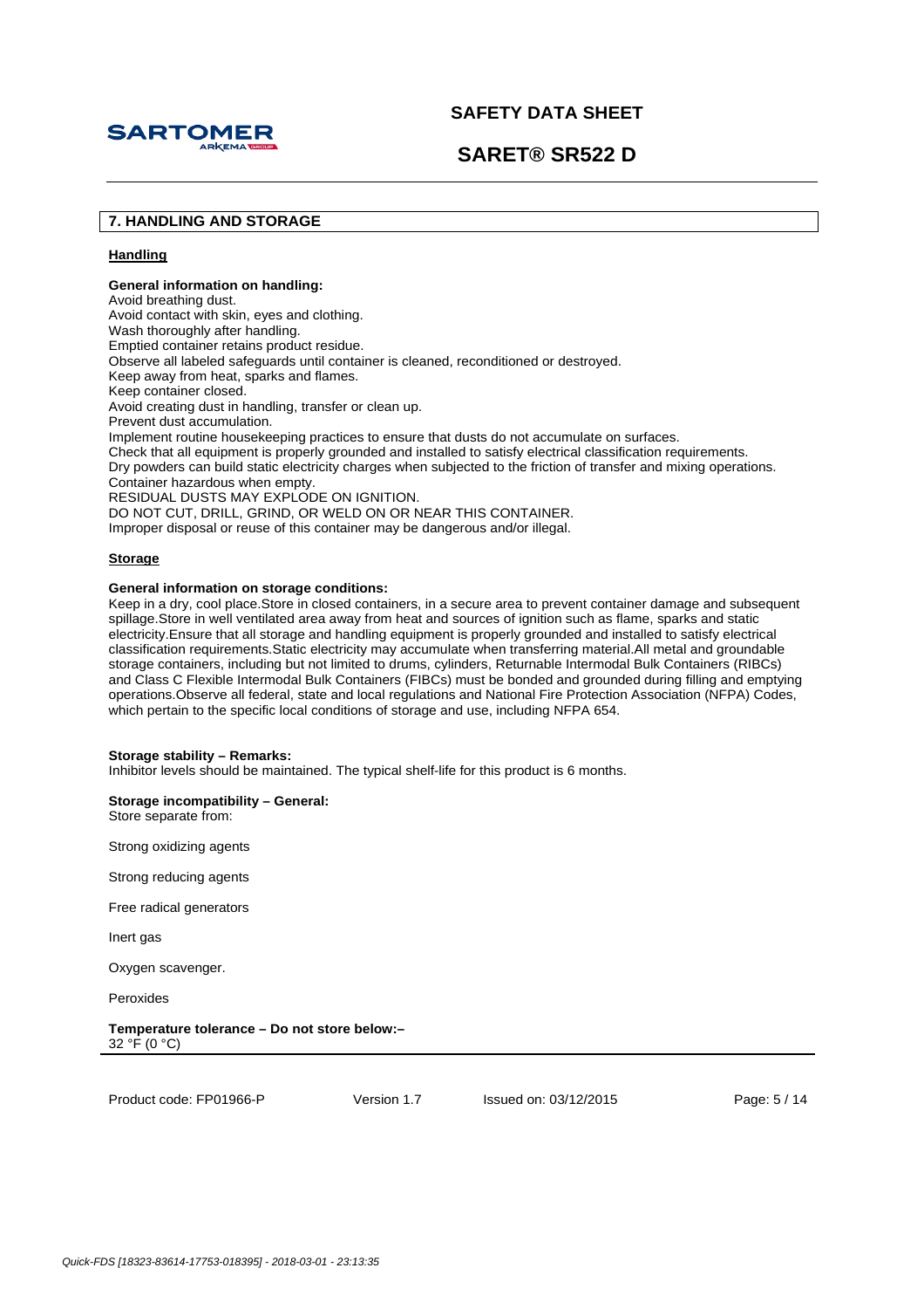## 7. HANDLING AND STORAGE

### Handling

**General information on handling:**
Avoid breathing dust.
Avoid contact with skin, eyes and clothing.
Wash thoroughly after handling.
Emptied container retains product residue.
Observe all labeled safeguards until container is cleaned, reconditioned or destroyed.
Keep away from heat, sparks and flames.
Keep container closed.
Avoid creating dust in handling, transfer or clean up.
Prevent dust accumulation.
Implement routine housekeeping practices to ensure that dusts do not accumulate on surfaces.
Check that all equipment is properly grounded and installed to satisfy electrical classification requirements.
Dry powders can build static electricity charges when subjected to the friction of transfer and mixing operations.
Container hazardous when empty.
RESIDUAL DUSTS MAY EXPLODE ON IGNITION.
DO NOT CUT, DRILL, GRIND, OR WELD ON OR NEAR THIS CONTAINER.
Improper disposal or reuse of this container may be dangerous and/or illegal.

### Storage

**General information on storage conditions:**
Keep in a dry, cool place.Store in closed containers, in a secure area to prevent container damage and subsequent spillage.Store in well ventilated area away from heat and sources of ignition such as flame, sparks and static electricity.Ensure that all storage and handling equipment is properly grounded and installed to satisfy electrical classification requirements.Static electricity may accumulate when transferring material.All metal and groundable storage containers, including but not limited to drums, cylinders, Returnable Intermodal Bulk Containers (RIBCs) and Class C Flexible Intermodal Bulk Containers (FIBCs) must be bonded and grounded during filling and emptying operations.Observe all federal, state and local regulations and National Fire Protection Association (NFPA) Codes, which pertain to the specific local conditions of storage and use, including NFPA 654.

**Storage stability – Remarks:**
Inhibitor levels should be maintained. The typical shelf-life for this product is 6 months.

**Storage incompatibility – General:**
Store separate from:

Strong oxidizing agents

Strong reducing agents

Free radical generators

Inert gas

Oxygen scavenger.

Peroxides

**Temperature tolerance – Do not store below:–**
32 °F (0 °C)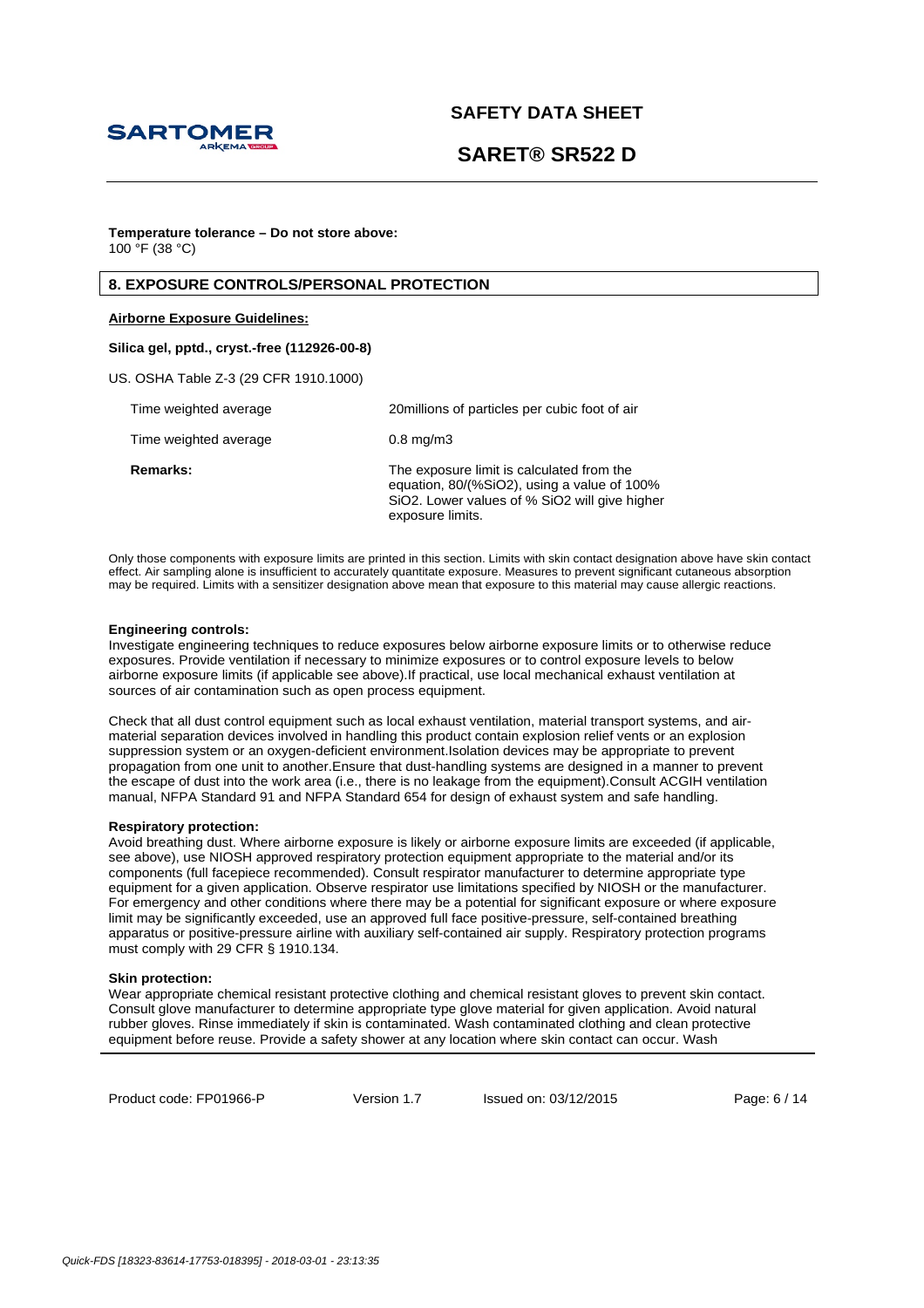**Temperature tolerance – Do not store above:**
100 °F (38 °C)

## 8. EXPOSURE CONTROLS/PERSONAL PROTECTION

**Airborne Exposure Guidelines:**

**Silica gel, pptd., cryst.-free (112926-00-8)**

US. OSHA Table Z-3 (29 CFR 1910.1000)

| | |
|---|---|
| Time weighted average | 20millions of particles per cubic foot of air |
| Time weighted average | 0.8 mg/m3 |
| **Remarks:** | The exposure limit is calculated from the equation, 80/(%SiO2), using a value of 100% SiO2. Lower values of % SiO2 will give higher exposure limits. |

Only those components with exposure limits are printed in this section. Limits with skin contact designation above have skin contact effect. Air sampling alone is insufficient to accurately quantitate exposure. Measures to prevent significant cutaneous absorption may be required. Limits with a sensitizer designation above mean that exposure to this material may cause allergic reactions.

**Engineering controls:**
Investigate engineering techniques to reduce exposures below airborne exposure limits or to otherwise reduce exposures. Provide ventilation if necessary to minimize exposures or to control exposure levels to below airborne exposure limits (if applicable see above).If practical, use local mechanical exhaust ventilation at sources of air contamination such as open process equipment.

Check that all dust control equipment such as local exhaust ventilation, material transport systems, and air-material separation devices involved in handling this product contain explosion relief vents or an explosion suppression system or an oxygen-deficient environment.Isolation devices may be appropriate to prevent propagation from one unit to another.Ensure that dust-handling systems are designed in a manner to prevent the escape of dust into the work area (i.e., there is no leakage from the equipment).Consult ACGIH ventilation manual, NFPA Standard 91 and NFPA Standard 654 for design of exhaust system and safe handling.

**Respiratory protection:**
Avoid breathing dust. Where airborne exposure is likely or airborne exposure limits are exceeded (if applicable, see above), use NIOSH approved respiratory protection equipment appropriate to the material and/or its components (full facepiece recommended). Consult respirator manufacturer to determine appropriate type equipment for a given application. Observe respirator use limitations specified by NIOSH or the manufacturer. For emergency and other conditions where there may be a potential for significant exposure or where exposure limit may be significantly exceeded, use an approved full face positive-pressure, self-contained breathing apparatus or positive-pressure airline with auxiliary self-contained air supply. Respiratory protection programs must comply with 29 CFR § 1910.134.

**Skin protection:**
Wear appropriate chemical resistant protective clothing and chemical resistant gloves to prevent skin contact. Consult glove manufacturer to determine appropriate type glove material for given application. Avoid natural rubber gloves. Rinse immediately if skin is contaminated. Wash contaminated clothing and clean protective equipment before reuse. Provide a safety shower at any location where skin contact can occur. Wash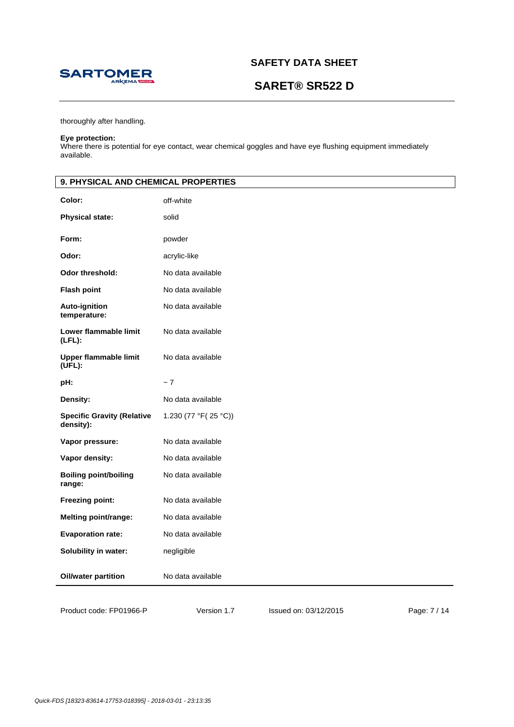thoroughly after handling.

**Eye protection:**
Where there is potential for eye contact, wear chemical goggles and have eye flushing equipment immediately available.

## 9. PHYSICAL AND CHEMICAL PROPERTIES

| | |
|---|---|
| **Color:** | off-white |
| **Physical state:** | solid |
| **Form:** | powder |
| **Odor:** | acrylic-like |
| **Odor threshold:** | No data available |
| **Flash point** | No data available |
| **Auto-ignition temperature:** | No data available |
| **Lower flammable limit (LFL):** | No data available |
| **Upper flammable limit (UFL):** | No data available |
| **pH:** | ~ 7 |
| **Density:** | No data available |
| **Specific Gravity (Relative density):** | 1.230 (77 °F( 25 °C)) |
| **Vapor pressure:** | No data available |
| **Vapor density:** | No data available |
| **Boiling point/boiling range:** | No data available |
| **Freezing point:** | No data available |
| **Melting point/range:** | No data available |
| **Evaporation rate:** | No data available |
| **Solubility in water:** | negligible |
| **Oil/water partition** | No data available |

Product code: FP01966-P Version 1.7 Issued on: 03/12/2015

Quick-FDS [18323-83614-17753-018395] - 2018-03-01 - 23:13:35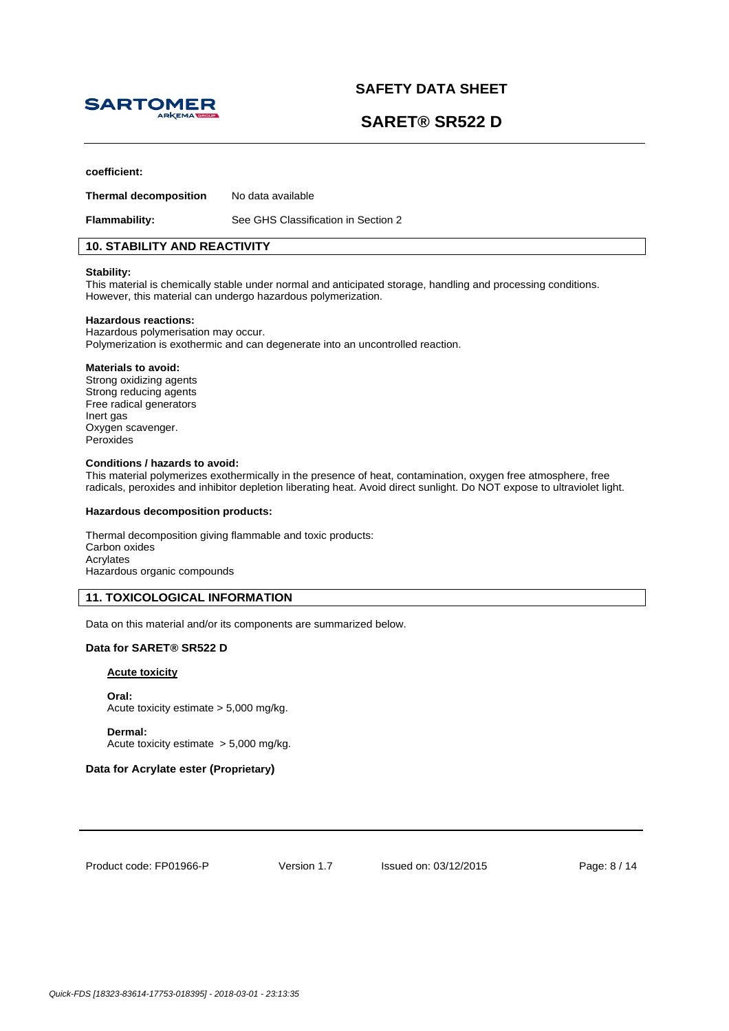**coefficient:**

**Thermal decomposition** No data available

**Flammability:** See GHS Classification in Section 2

## 10. STABILITY AND REACTIVITY

**Stability:**
This material is chemically stable under normal and anticipated storage, handling and processing conditions. However, this material can undergo hazardous polymerization.

**Hazardous reactions:**
Hazardous polymerisation may occur.
Polymerization is exothermic and can degenerate into an uncontrolled reaction.

**Materials to avoid:**
Strong oxidizing agents
Strong reducing agents
Free radical generators
Inert gas
Oxygen scavenger.
Peroxides

**Conditions / hazards to avoid:**
This material polymerizes exothermically in the presence of heat, contamination, oxygen free atmosphere, free radicals, peroxides and inhibitor depletion liberating heat. Avoid direct sunlight. Do NOT expose to ultraviolet light.

**Hazardous decomposition products:**

Thermal decomposition giving flammable and toxic products:
Carbon oxides
Acrylates
Hazardous organic compounds

## 11. TOXICOLOGICAL INFORMATION

Data on this material and/or its components are summarized below.

**Data for SARET® SR522 D**

**Acute toxicity**

**Oral:**
Acute toxicity estimate > 5,000 mg/kg.

**Dermal:**
Acute toxicity estimate > 5,000 mg/kg.

**Data for Acrylate ester (Proprietary)**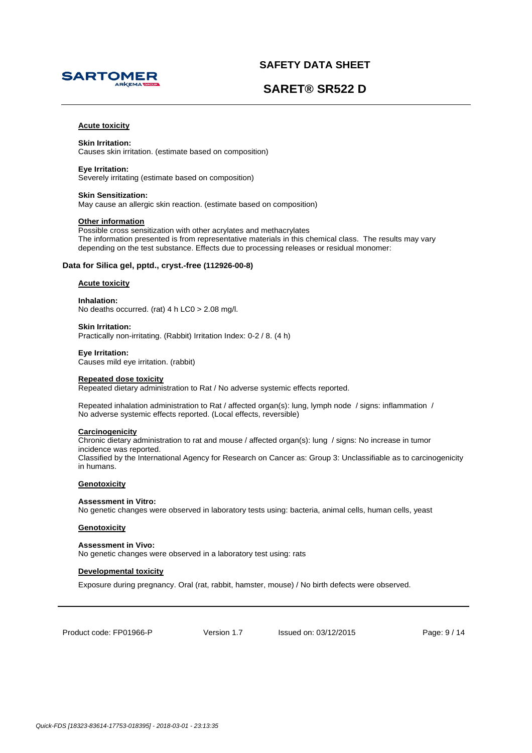**Acute toxicity**

**Skin Irritation:**
Causes skin irritation. (estimate based on composition)

**Eye Irritation:**
Severely irritating (estimate based on composition)

**Skin Sensitization:**
May cause an allergic skin reaction. (estimate based on composition)

**Other information**
Possible cross sensitization with other acrylates and methacrylates
The information presented is from representative materials in this chemical class. The results may vary depending on the test substance. Effects due to processing releases or residual monomer:

### Data for Silica gel, pptd., cryst.-free (112926-00-8)

**Acute toxicity**

**Inhalation:**
No deaths occurred. (rat) 4 h LC0 > 2.08 mg/l.

**Skin Irritation:**
Practically non-irritating. (Rabbit) Irritation Index: 0-2 / 8. (4 h)

**Eye Irritation:**
Causes mild eye irritation. (rabbit)

**Repeated dose toxicity**
Repeated dietary administration to Rat / No adverse systemic effects reported.

Repeated inhalation administration to Rat / affected organ(s): lung, lymph node / signs: inflammation / No adverse systemic effects reported. (Local effects, reversible)

**Carcinogenicity**
Chronic dietary administration to rat and mouse / affected organ(s): lung / signs: No increase in tumor incidence was reported.
Classified by the International Agency for Research on Cancer as: Group 3: Unclassifiable as to carcinogenicity in humans.

**Genotoxicity**

**Assessment in Vitro:**
No genetic changes were observed in laboratory tests using: bacteria, animal cells, human cells, yeast

**Genotoxicity**

**Assessment in Vivo:**
No genetic changes were observed in a laboratory test using: rats

**Developmental toxicity**

Exposure during pregnancy. Oral (rat, rabbit, hamster, mouse) / No birth defects were observed.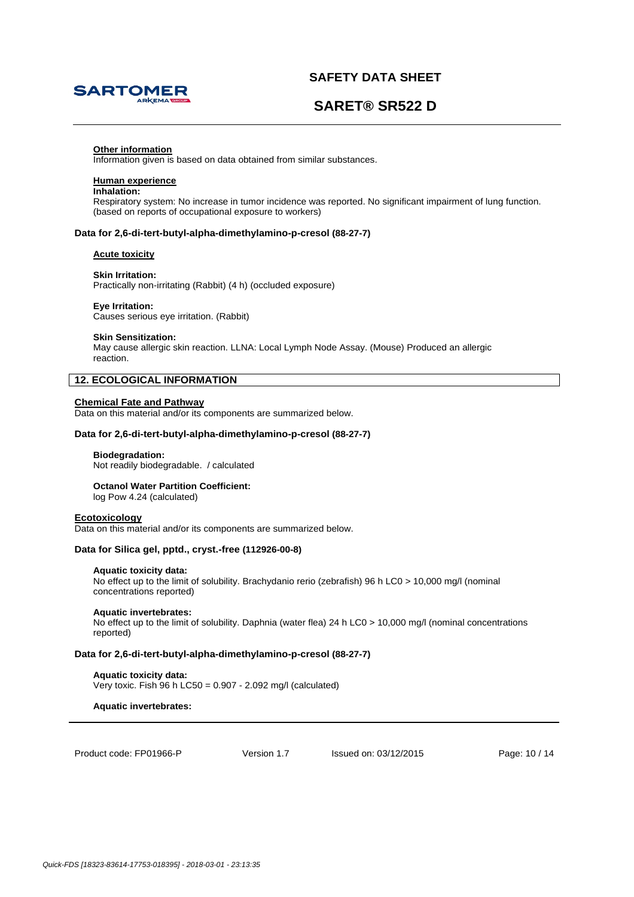#### Other information

Information given is based on data obtained from similar substances.

#### Human experience

**Inhalation:**

Respiratory system: No increase in tumor incidence was reported. No significant impairment of lung function. (based on reports of occupational exposure to workers)

**Data for 2,6-di-tert-butyl-alpha-dimethylamino-p-cresol (88-27-7)**

#### Acute toxicity

**Skin Irritation:**

Practically non-irritating (Rabbit) (4 h) (occluded exposure)

**Eye Irritation:**

Causes serious eye irritation. (Rabbit)

**Skin Sensitization:**

May cause allergic skin reaction. LLNA: Local Lymph Node Assay. (Mouse) Produced an allergic reaction.

## 12. ECOLOGICAL INFORMATION

#### Chemical Fate and Pathway

Data on this material and/or its components are summarized below.

**Data for 2,6-di-tert-butyl-alpha-dimethylamino-p-cresol (88-27-7)**

**Biodegradation:**

Not readily biodegradable. / calculated

**Octanol Water Partition Coefficient:**

log Pow 4.24 (calculated)

#### Ecotoxicology

Data on this material and/or its components are summarized below.

**Data for Silica gel, pptd., cryst.-free (112926-00-8)**

**Aquatic toxicity data:**

No effect up to the limit of solubility. Brachydanio rerio (zebrafish) 96 h LC0 > 10,000 mg/l (nominal concentrations reported)

**Aquatic invertebrates:**

No effect up to the limit of solubility. Daphnia (water flea) 24 h LC0 > 10,000 mg/l (nominal concentrations reported)

**Data for 2,6-di-tert-butyl-alpha-dimethylamino-p-cresol (88-27-7)**

**Aquatic toxicity data:**

Very toxic. Fish 96 h LC50 = 0.907 - 2.092 mg/l (calculated)

**Aquatic invertebrates:**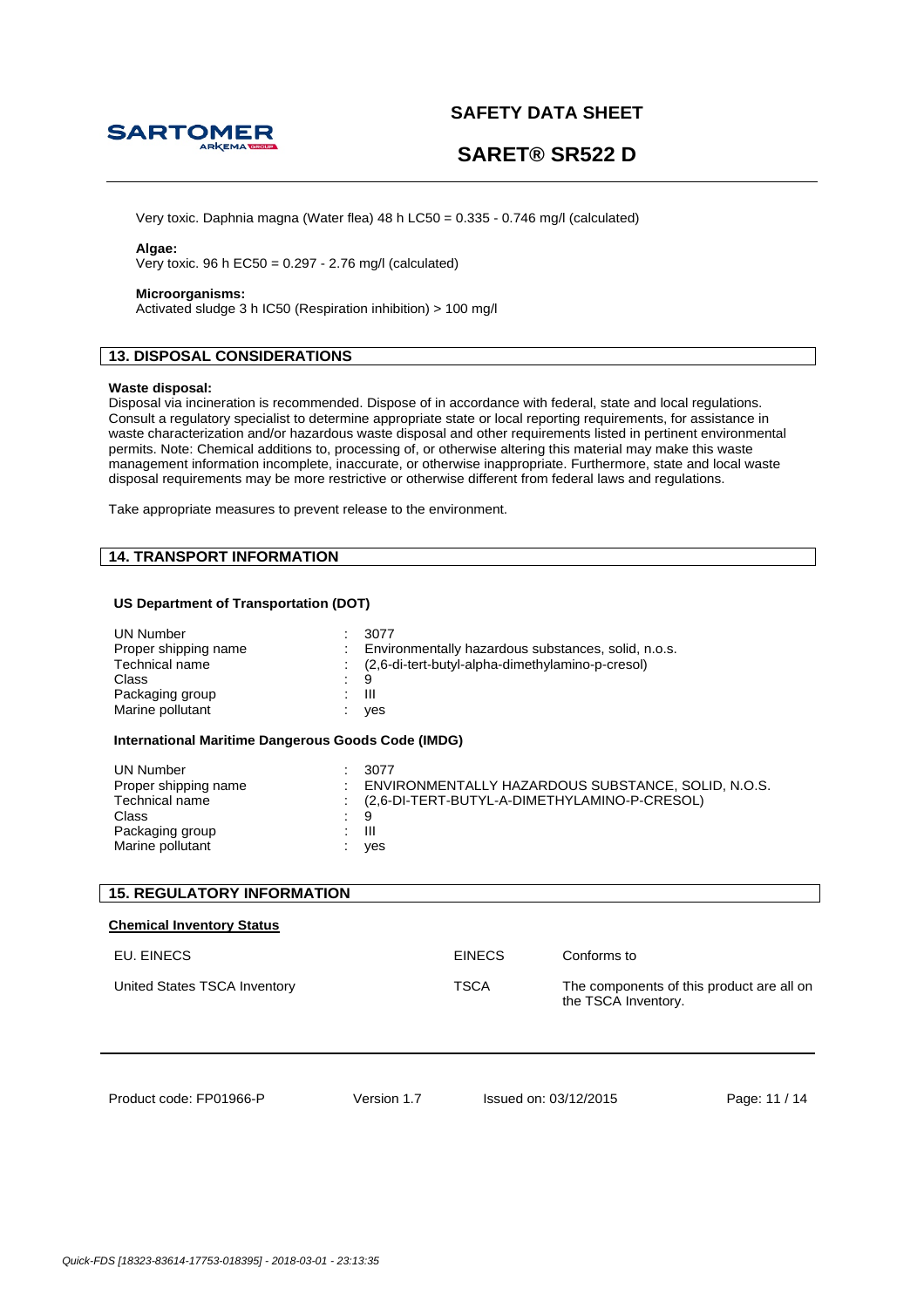Very toxic. Daphnia magna (Water flea) 48 h LC50 = 0.335 - 0.746 mg/l (calculated)

**Algae:**
Very toxic. 96 h EC50 = 0.297 - 2.76 mg/l (calculated)

**Microorganisms:**
Activated sludge 3 h IC50 (Respiration inhibition) > 100 mg/l

## 13. DISPOSAL CONSIDERATIONS

**Waste disposal:**
Disposal via incineration is recommended. Dispose of in accordance with federal, state and local regulations. Consult a regulatory specialist to determine appropriate state or local reporting requirements, for assistance in waste characterization and/or hazardous waste disposal and other requirements listed in pertinent environmental permits. Note: Chemical additions to, processing of, or otherwise altering this material may make this waste management information incomplete, inaccurate, or otherwise inappropriate. Furthermore, state and local waste disposal requirements may be more restrictive or otherwise different from federal laws and regulations.

Take appropriate measures to prevent release to the environment.

## 14. TRANSPORT INFORMATION

**US Department of Transportation (DOT)**

| | |
|---|---|
| UN Number | : 3077 |
| Proper shipping name | : Environmentally hazardous substances, solid, n.o.s. |
| Technical name | : (2,6-di-tert-butyl-alpha-dimethylamino-p-cresol) |
| Class | : 9 |
| Packaging group | : III |
| Marine pollutant | : yes |

**International Maritime Dangerous Goods Code (IMDG)**

| | |
|---|---|
| UN Number | : 3077 |
| Proper shipping name | : ENVIRONMENTALLY HAZARDOUS SUBSTANCE, SOLID, N.O.S. |
| Technical name | : (2,6-DI-TERT-BUTYL-A-DIMETHYLAMINO-P-CRESOL) |
| Class | : 9 |
| Packaging group | : III |
| Marine pollutant | : yes |

## 15. REGULATORY INFORMATION

**Chemical Inventory Status**

| | | |
|---|---|---|
| EU. EINECS | EINECS | Conforms to |
| United States TSCA Inventory | TSCA | The components of this product are all on the TSCA Inventory. |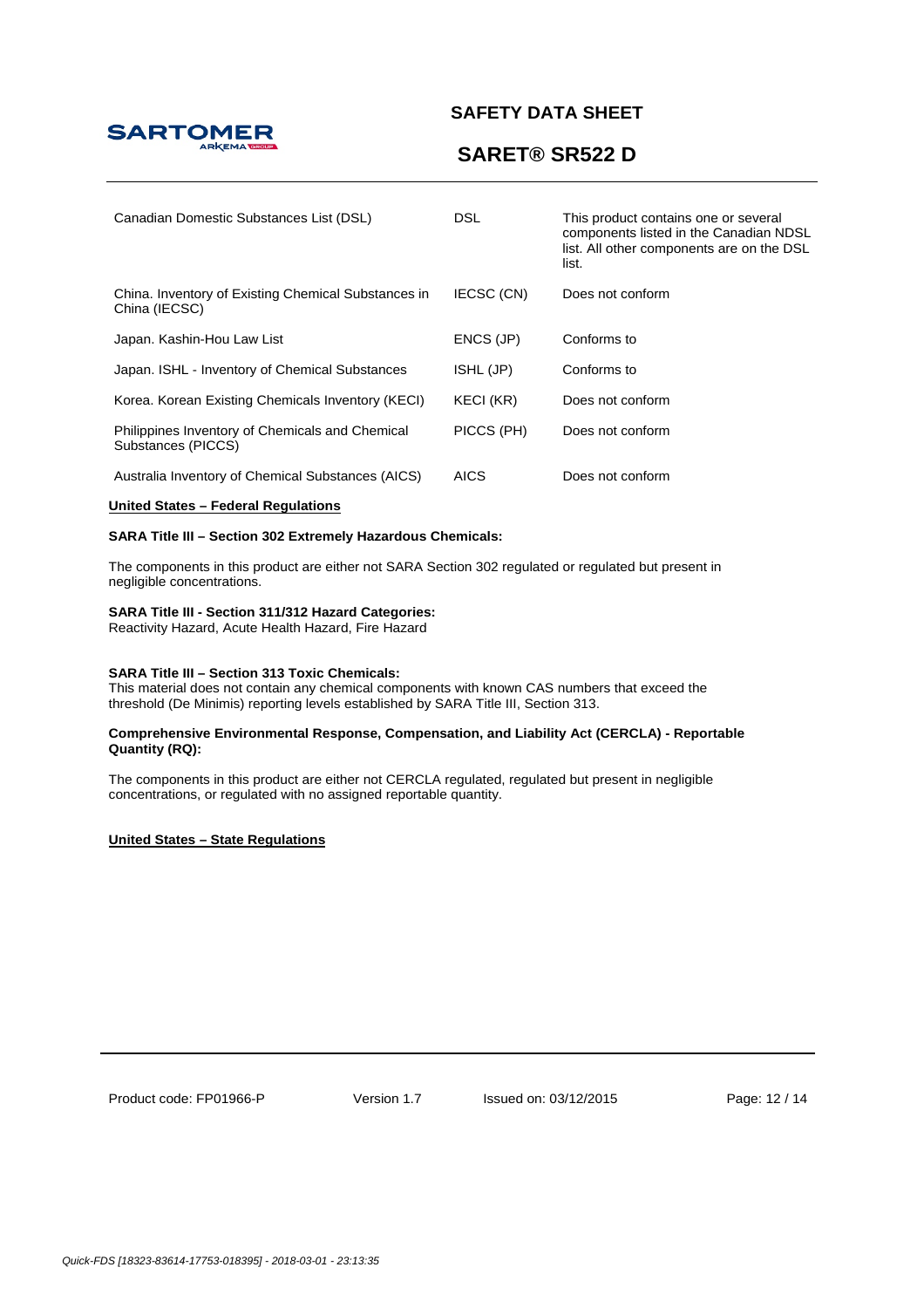| | | |
|---|---|---|
| Canadian Domestic Substances List (DSL) | DSL | This product contains one or several components listed in the Canadian NDSL list. All other components are on the DSL list. |
| China. Inventory of Existing Chemical Substances in China (IECSC) | IECSC (CN) | Does not conform |
| Japan. Kashin-Hou Law List | ENCS (JP) | Conforms to |
| Japan. ISHL - Inventory of Chemical Substances | ISHL (JP) | Conforms to |
| Korea. Korean Existing Chemicals Inventory (KECI) | KECI (KR) | Does not conform |
| Philippines Inventory of Chemicals and Chemical Substances (PICCS) | PICCS (PH) | Does not conform |
| Australia Inventory of Chemical Substances (AICS) | AICS | Does not conform |

**United States – Federal Regulations**

**SARA Title III – Section 302 Extremely Hazardous Chemicals:**

The components in this product are either not SARA Section 302 regulated or regulated but present in negligible concentrations.

**SARA Title III - Section 311/312 Hazard Categories:**
Reactivity Hazard, Acute Health Hazard, Fire Hazard

**SARA Title III – Section 313 Toxic Chemicals:**
This material does not contain any chemical components with known CAS numbers that exceed the threshold (De Minimis) reporting levels established by SARA Title III, Section 313.

**Comprehensive Environmental Response, Compensation, and Liability Act (CERCLA) - Reportable Quantity (RQ):**

The components in this product are either not CERCLA regulated, regulated but present in negligible concentrations, or regulated with no assigned reportable quantity.

**United States – State Regulations**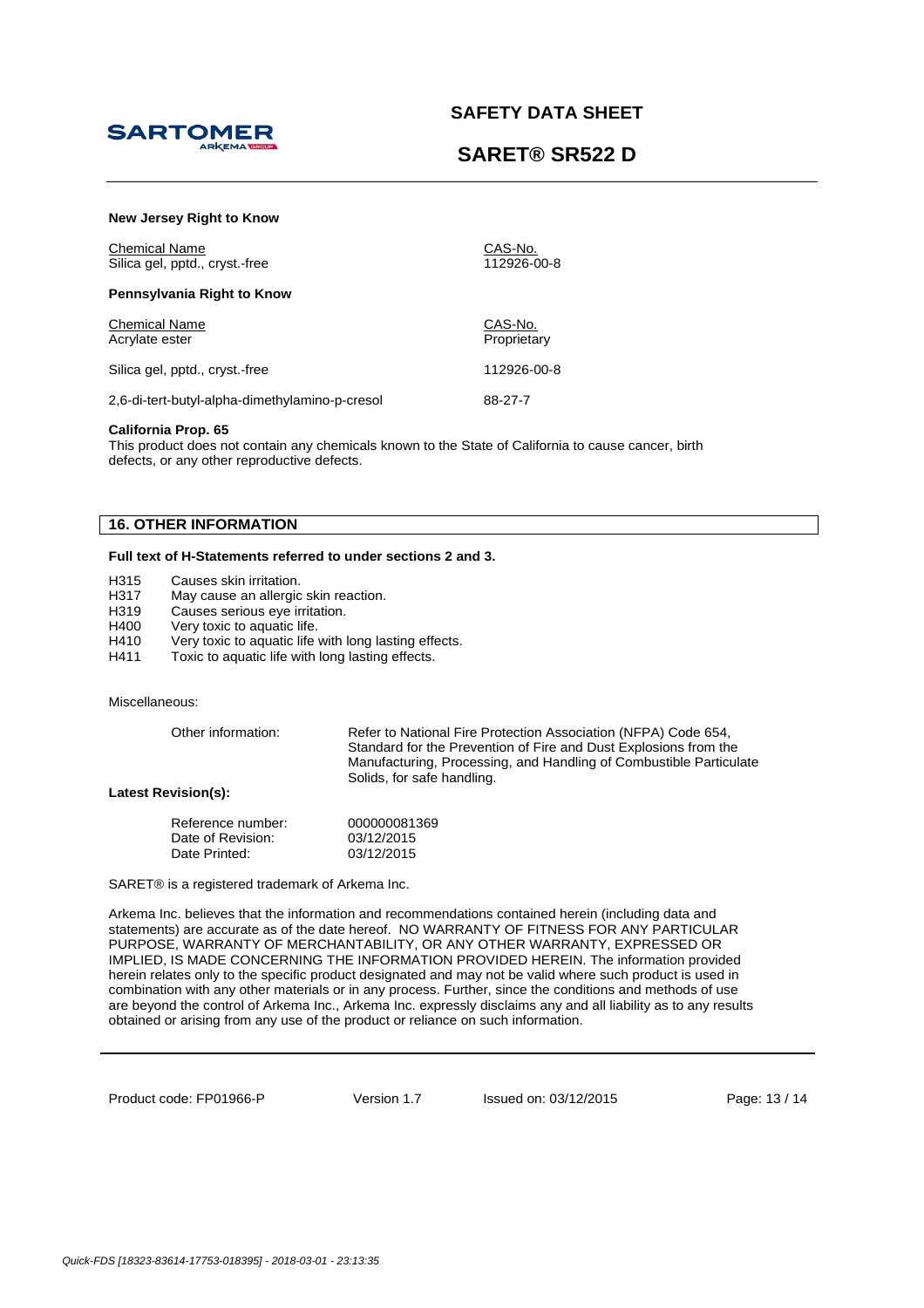**New Jersey Right to Know**

| Chemical Name | CAS-No. |
|---|---|
| Silica gel, pptd., cryst.-free | 112926-00-8 |

**Pennsylvania Right to Know**

| Chemical Name | CAS-No. |
|---|---|
| Acrylate ester | Proprietary |
| Silica gel, pptd., cryst.-free | 112926-00-8 |
| 2,6-di-tert-butyl-alpha-dimethylamino-p-cresol | 88-27-7 |

**California Prop. 65**

This product does not contain any chemicals known to the State of California to cause cancer, birth defects, or any other reproductive defects.

## 16. OTHER INFORMATION

**Full text of H-Statements referred to under sections 2 and 3.**

| | |
|---|---|
| H315 | Causes skin irritation. |
| H317 | May cause an allergic skin reaction. |
| H319 | Causes serious eye irritation. |
| H400 | Very toxic to aquatic life. |
| H410 | Very toxic to aquatic life with long lasting effects. |
| H411 | Toxic to aquatic life with long lasting effects. |

Miscellaneous:

Other information: Refer to National Fire Protection Association (NFPA) Code 654, Standard for the Prevention of Fire and Dust Explosions from the Manufacturing, Processing, and Handling of Combustible Particulate Solids, for safe handling.

**Latest Revision(s):**

| | |
|---|---|
| Reference number: | 000000081369 |
| Date of Revision: | 03/12/2015 |
| Date Printed: | 03/12/2015 |

SARET® is a registered trademark of Arkema Inc.

Arkema Inc. believes that the information and recommendations contained herein (including data and statements) are accurate as of the date hereof. NO WARRANTY OF FITNESS FOR ANY PARTICULAR PURPOSE, WARRANTY OF MERCHANTABILITY, OR ANY OTHER WARRANTY, EXPRESSED OR IMPLIED, IS MADE CONCERNING THE INFORMATION PROVIDED HEREIN. The information provided herein relates only to the specific product designated and may not be valid where such product is used in combination with any other materials or in any process. Further, since the conditions and methods of use are beyond the control of Arkema Inc., Arkema Inc. expressly disclaims any and all liability as to any results obtained or arising from any use of the product or reliance on such information.